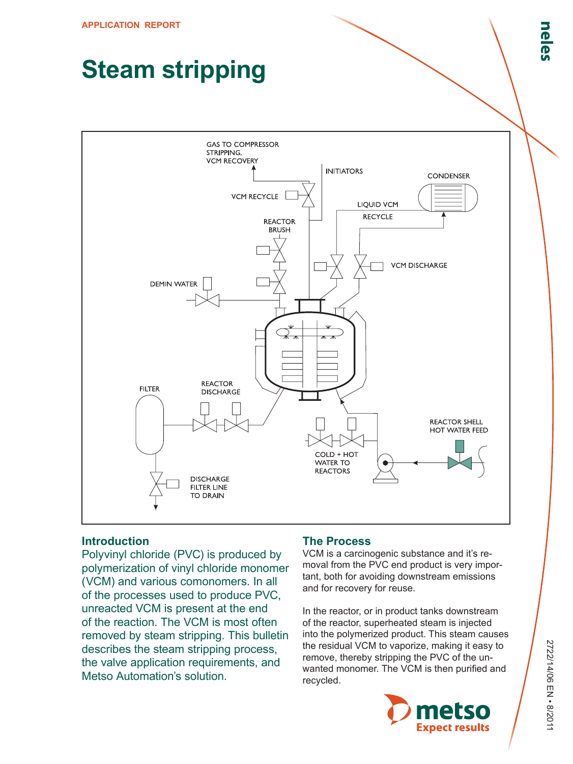APPLICATION REPORT

# Steam stripping

GAS TO COMPRESSOR STRIPPING, VCM RECOVERY

INITIATORS

CONDENSER

VCM RECYCLE

LIQUID VCM RECYCLE

REACTOR BRUSH

VCM DISCHARGE

DEMIN WATER

FILTER

REACTOR DISCHARGE

REACTOR SHELL HOT WATER FEED

COLD + HOT WATER TO REACTORS

DISCHARGE FILTER LINE TO DRAIN

## Introduction

Polyvinyl chloride (PVC) is produced by polymerization of vinyl chloride monomer (VCM) and various comonomers. In all of the processes used to produce PVC, unreacted VCM is present at the end of the reaction. The VCM is most often removed by steam stripping. This bulletin describes the steam stripping process, the valve application requirements, and Metso Automation's solution.

## The Process

VCM is a carcinogenic substance and it's removal from the PVC end product is very important, both for avoiding downstream emissions and for recovery for reuse.

In the reactor, or in product tanks downstream of the reactor, superheated steam is injected into the polymerized product. This steam causes the residual VCM to vaporize, making it easy to remove, thereby stripping the PVC of the unwanted monomer. The VCM is then purified and recycled.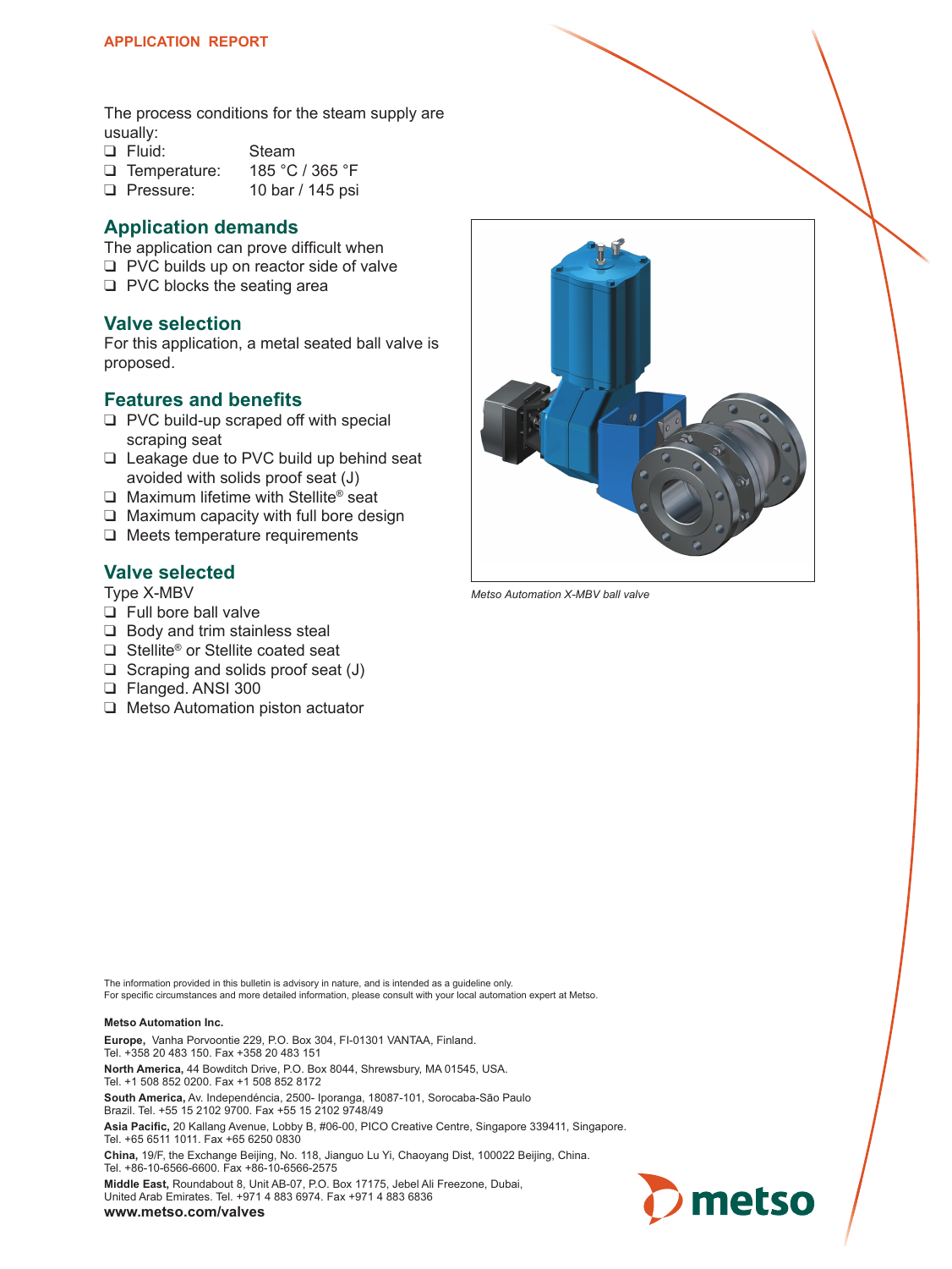The process conditions for the steam supply are usually:

- Fluid: Steam
- Temperature: 185 °C / 365 °F
- Pressure: 10 bar / 145 psi

## Application demands

The application can prove difficult when

- PVC builds up on reactor side of valve
- PVC blocks the seating area

## Valve selection

For this application, a metal seated ball valve is proposed.

## Features and benefits

- PVC build-up scraped off with special scraping seat
- Leakage due to PVC build up behind seat avoided with solids proof seat (J)
- Maximum lifetime with Stellite® seat
- Maximum capacity with full bore design
- Meets temperature requirements

## Valve selected

Type X-MBV

- Full bore ball valve
- Body and trim stainless steal
- Stellite® or Stellite coated seat
- Scraping and solids proof seat (J)
- Flanged. ANSI 300
- Metso Automation piston actuator

*Metso Automation X-MBV ball valve*

The information provided in this bulletin is advisory in nature, and is intended as a guideline only.
For specific circumstances and more detailed information, please consult with your local automation expert at Metso.

**Metso Automation Inc.**

**Europe,** Vanha Porvoontie 229, P.O. Box 304, FI-01301 VANTAA, Finland.
Tel. +358 20 483 150. Fax +358 20 483 151

**North America,** 44 Bowditch Drive, P.O. Box 8044, Shrewsbury, MA 01545, USA.
Tel. +1 508 852 0200. Fax +1 508 852 8172

**South America,** Av. Independência, 2500- Iporanga, 18087-101, Sorocaba-São Paulo
Brazil. Tel. +55 15 2102 9700. Fax +55 15 2102 9748/49

**Asia Pacific,** 20 Kallang Avenue, Lobby B, #06-00, PICO Creative Centre, Singapore 339411, Singapore.
Tel. +65 6511 1011. Fax +65 6250 0830

**China,** 19/F, the Exchange Beijing, No. 118, Jianguo Lu Yi, Chaoyang Dist, 100022 Beijing, China.
Tel. +86-10-6566-6600. Fax +86-10-6566-2575

**Middle East,** Roundabout 8, Unit AB-07, P.O. Box 17175, Jebel Ali Freezone, Dubai,
United Arab Emirates. Tel. +971 4 883 6974. Fax +971 4 883 6836

**www.metso.com/valves**

metso